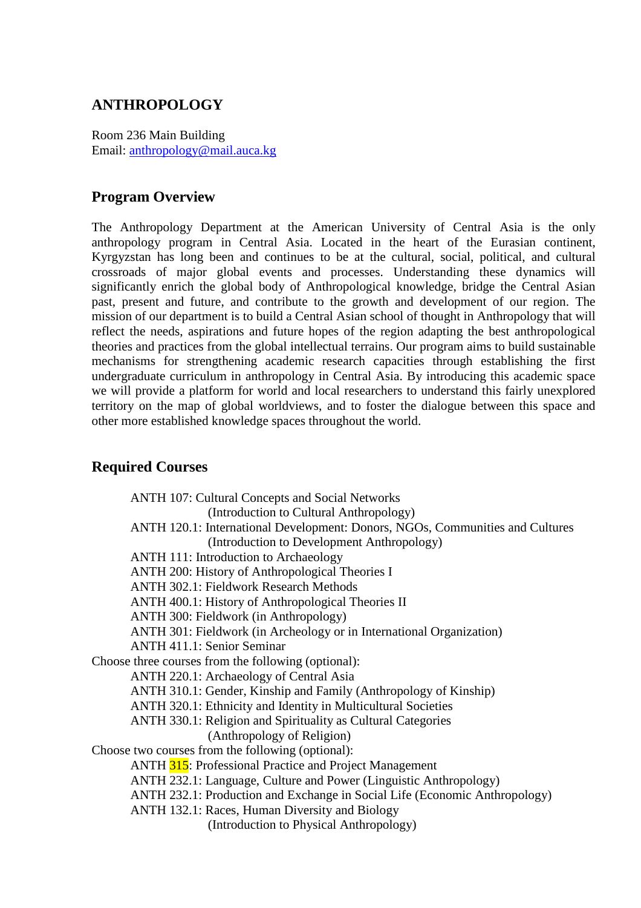# ANTHROPOLOGY

Room 236 Main Building
Email: anthropology@mail.auca.kg

## Program Overview

The Anthropology Department at the American University of Central Asia is the only anthropology program in Central Asia. Located in the heart of the Eurasian continent, Kyrgyzstan has long been and continues to be at the cultural, social, political, and cultural crossroads of major global events and processes. Understanding these dynamics will significantly enrich the global body of Anthropological knowledge, bridge the Central Asian past, present and future, and contribute to the growth and development of our region. The mission of our department is to build a Central Asian school of thought in Anthropology that will reflect the needs, aspirations and future hopes of the region adapting the best anthropological theories and practices from the global intellectual terrains. Our program aims to build sustainable mechanisms for strengthening academic research capacities through establishing the first undergraduate curriculum in anthropology in Central Asia. By introducing this academic space we will provide a platform for world and local researchers to understand this fairly unexplored territory on the map of global worldviews, and to foster the dialogue between this space and other more established knowledge spaces throughout the world.

## Required Courses

- ANTH 107: Cultural Concepts and Social Networks
  (Introduction to Cultural Anthropology)
- ANTH 120.1: International Development: Donors, NGOs, Communities and Cultures
  (Introduction to Development Anthropology)
- ANTH 111: Introduction to Archaeology
- ANTH 200: History of Anthropological Theories I
- ANTH 302.1: Fieldwork Research Methods
- ANTH 400.1: History of Anthropological Theories II
- ANTH 300: Fieldwork (in Anthropology)
- ANTH 301: Fieldwork (in Archeology or in International Organization)
- ANTH 411.1: Senior Seminar

Choose three courses from the following (optional):

- ANTH 220.1: Archaeology of Central Asia
- ANTH 310.1: Gender, Kinship and Family (Anthropology of Kinship)
- ANTH 320.1: Ethnicity and Identity in Multicultural Societies
- ANTH 330.1: Religion and Spirituality as Cultural Categories
  (Anthropology of Religion)

Choose two courses from the following (optional):

- ANTH 315: Professional Practice and Project Management
- ANTH 232.1: Language, Culture and Power (Linguistic Anthropology)
- ANTH 232.1: Production and Exchange in Social Life (Economic Anthropology)
- ANTH 132.1: Races, Human Diversity and Biology
  (Introduction to Physical Anthropology)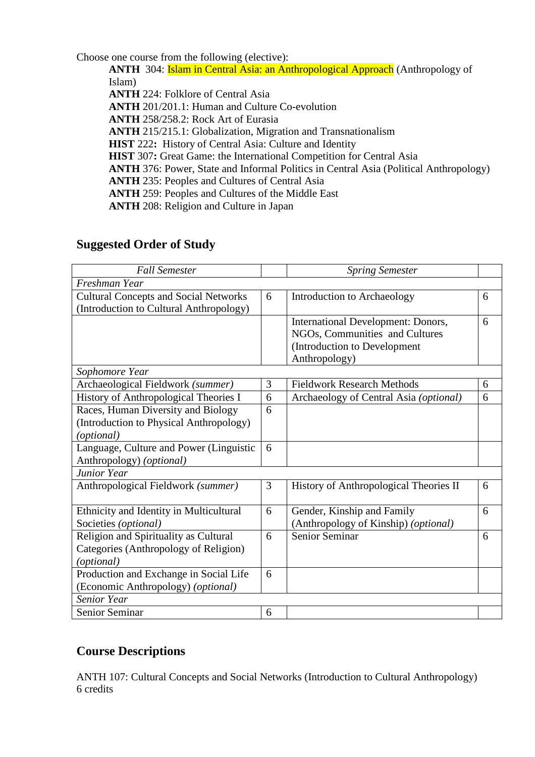Choose one course from the following (elective):

- **ANTH** 304: Islam in Central Asia: an Anthropological Approach (Anthropology of Islam)
- **ANTH** 224: Folklore of Central Asia
- **ANTH** 201/201.1: Human and Culture Co-evolution
- **ANTH** 258/258.2: Rock Art of Eurasia
- **ANTH** 215/215.1: Globalization, Migration and Transnationalism
- **HIST** 222**:** History of Central Asia: Culture and Identity
- **HIST** 307**:** Great Game: the International Competition for Central Asia
- **ANTH** 376: Power, State and Informal Politics in Central Asia (Political Anthropology)
- **ANTH** 235: Peoples and Cultures of Central Asia
- **ANTH** 259: Peoples and Cultures of the Middle East
- **ANTH** 208: Religion and Culture in Japan

## Suggested Order of Study

| *Fall Semester* | | *Spring Semester* | |
|---|---|---|---|
| *Freshman Year* | | | |
| Cultural Concepts and Social Networks (Introduction to Cultural Anthropology) | 6 | Introduction to Archaeology | 6 |
| | | International Development: Donors, NGOs, Communities and Cultures (Introduction to Development Anthropology) | 6 |
| *Sophomore Year* | | | |
| Archaeological Fieldwork *(summer)* | 3 | Fieldwork Research Methods | 6 |
| History of Anthropological Theories I | 6 | Archaeology of Central Asia *(optional)* | 6 |
| Races, Human Diversity and Biology (Introduction to Physical Anthropology) *(optional)* | 6 | | |
| Language, Culture and Power (Linguistic Anthropology) *(optional)* | 6 | | |
| *Junior Year* | | | |
| Anthropological Fieldwork *(summer)* | 3 | History of Anthropological Theories II | 6 |
| Ethnicity and Identity in Multicultural Societies *(optional)* | 6 | Gender, Kinship and Family (Anthropology of Kinship) *(optional)* | 6 |
| Religion and Spirituality as Cultural Categories (Anthropology of Religion) *(optional)* | 6 | Senior Seminar | 6 |
| Production and Exchange in Social Life (Economic Anthropology) *(optional)* | 6 | | |
| *Senior Year* | | | |
| Senior Seminar | 6 | | |

## Course Descriptions

ANTH 107: Cultural Concepts and Social Networks (Introduction to Cultural Anthropology)
6 credits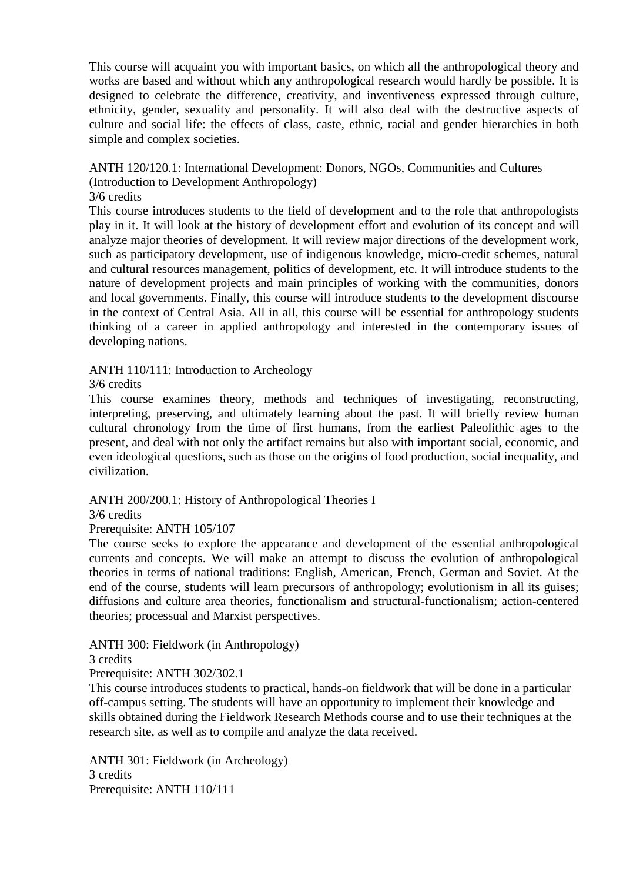This course will acquaint you with important basics, on which all the anthropological theory and works are based and without which any anthropological research would hardly be possible. It is designed to celebrate the difference, creativity, and inventiveness expressed through culture, ethnicity, gender, sexuality and personality. It will also deal with the destructive aspects of culture and social life: the effects of class, caste, ethnic, racial and gender hierarchies in both simple and complex societies.

ANTH 120/120.1: International Development: Donors, NGOs, Communities and Cultures (Introduction to Development Anthropology)
3/6 credits
This course introduces students to the field of development and to the role that anthropologists play in it. It will look at the history of development effort and evolution of its concept and will analyze major theories of development. It will review major directions of the development work, such as participatory development, use of indigenous knowledge, micro-credit schemes, natural and cultural resources management, politics of development, etc. It will introduce students to the nature of development projects and main principles of working with the communities, donors and local governments. Finally, this course will introduce students to the development discourse in the context of Central Asia. All in all, this course will be essential for anthropology students thinking of a career in applied anthropology and interested in the contemporary issues of developing nations.

ANTH 110/111: Introduction to Archeology
3/6 credits
This course examines theory, methods and techniques of investigating, reconstructing, interpreting, preserving, and ultimately learning about the past. It will briefly review human cultural chronology from the time of first humans, from the earliest Paleolithic ages to the present, and deal with not only the artifact remains but also with important social, economic, and even ideological questions, such as those on the origins of food production, social inequality, and civilization.

ANTH 200/200.1: History of Anthropological Theories I
3/6 credits
Prerequisite: ANTH 105/107
The course seeks to explore the appearance and development of the essential anthropological currents and concepts. We will make an attempt to discuss the evolution of anthropological theories in terms of national traditions: English, American, French, German and Soviet. At the end of the course, students will learn precursors of anthropology; evolutionism in all its guises; diffusions and culture area theories, functionalism and structural-functionalism; action-centered theories; processual and Marxist perspectives.

ANTH 300: Fieldwork (in Anthropology)
3 credits
Prerequisite: ANTH 302/302.1
This course introduces students to practical, hands-on fieldwork that will be done in a particular off-campus setting. The students will have an opportunity to implement their knowledge and skills obtained during the Fieldwork Research Methods course and to use their techniques at the research site, as well as to compile and analyze the data received.

ANTH 301: Fieldwork (in Archeology)
3 credits
Prerequisite: ANTH 110/111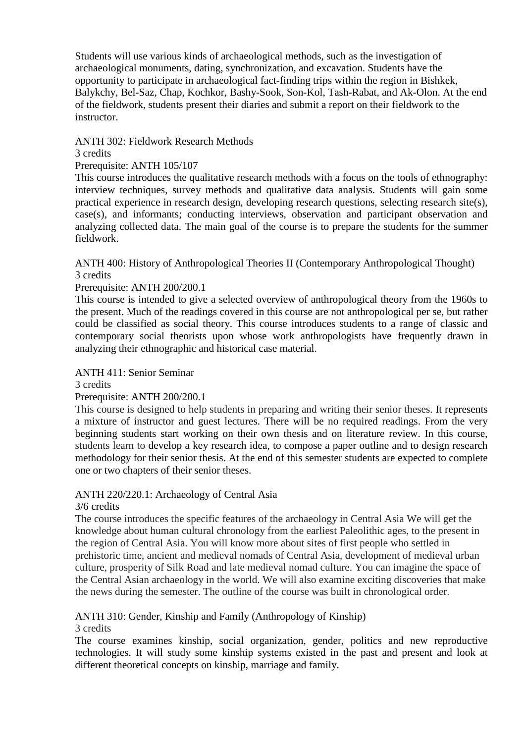Students will use various kinds of archaeological methods, such as the investigation of archaeological monuments, dating, synchronization, and excavation. Students have the opportunity to participate in archaeological fact-finding trips within the region in Bishkek, Balykchy, Bel-Saz, Chap, Kochkor, Bashy-Sook, Son-Kol, Tash-Rabat, and Ak-Olon. At the end of the fieldwork, students present their diaries and submit a report on their fieldwork to the instructor.

ANTH 302: Fieldwork Research Methods
3 credits
Prerequisite: ANTH 105/107
This course introduces the qualitative research methods with a focus on the tools of ethnography: interview techniques, survey methods and qualitative data analysis. Students will gain some practical experience in research design, developing research questions, selecting research site(s), case(s), and informants; conducting interviews, observation and participant observation and analyzing collected data. The main goal of the course is to prepare the students for the summer fieldwork.

ANTH 400: History of Anthropological Theories II (Contemporary Anthropological Thought)
3 credits
Prerequisite: ANTH 200/200.1
This course is intended to give a selected overview of anthropological theory from the 1960s to the present. Much of the readings covered in this course are not anthropological per se, but rather could be classified as social theory. This course introduces students to a range of classic and contemporary social theorists upon whose work anthropologists have frequently drawn in analyzing their ethnographic and historical case material.

ANTH 411: Senior Seminar
3 credits
Prerequisite: ANTH 200/200.1
This course is designed to help students in preparing and writing their senior theses. It represents a mixture of instructor and guest lectures. There will be no required readings. From the very beginning students start working on their own thesis and on literature review. In this course, students learn to develop a key research idea, to compose a paper outline and to design research methodology for their senior thesis. At the end of this semester students are expected to complete one or two chapters of their senior theses.

ANTH 220/220.1: Archaeology of Central Asia
3/6 credits
The course introduces the specific features of the archaeology in Central Asia We will get the knowledge about human cultural chronology from the earliest Paleolithic ages, to the present in the region of Central Asia. You will know more about sites of first people who settled in prehistoric time, ancient and medieval nomads of Central Asia, development of medieval urban culture, prosperity of Silk Road and late medieval nomad culture. You can imagine the space of the Central Asian archaeology in the world. We will also examine exciting discoveries that make the news during the semester. The outline of the course was built in chronological order.

ANTH 310: Gender, Kinship and Family (Anthropology of Kinship)
3 credits
The course examines kinship, social organization, gender, politics and new reproductive technologies. It will study some kinship systems existed in the past and present and look at different theoretical concepts on kinship, marriage and family.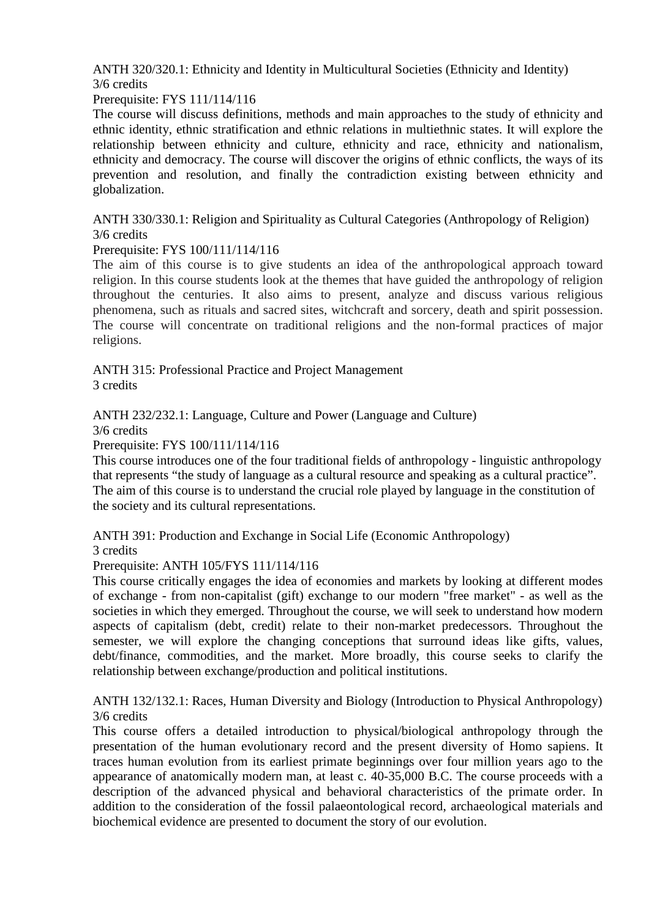ANTH 320/320.1: Ethnicity and Identity in Multicultural Societies (Ethnicity and Identity)
3/6 credits
Prerequisite: FYS 111/114/116

The course will discuss definitions, methods and main approaches to the study of ethnicity and ethnic identity, ethnic stratification and ethnic relations in multiethnic states. It will explore the relationship between ethnicity and culture, ethnicity and race, ethnicity and nationalism, ethnicity and democracy. The course will discover the origins of ethnic conflicts, the ways of its prevention and resolution, and finally the contradiction existing between ethnicity and globalization.

ANTH 330/330.1: Religion and Spirituality as Cultural Categories (Anthropology of Religion)
3/6 credits
Prerequisite: FYS 100/111/114/116

The aim of this course is to give students an idea of the anthropological approach toward religion. In this course students look at the themes that have guided the anthropology of religion throughout the centuries. It also aims to present, analyze and discuss various religious phenomena, such as rituals and sacred sites, witchcraft and sorcery, death and spirit possession. The course will concentrate on traditional religions and the non-formal practices of major religions.

ANTH 315: Professional Practice and Project Management
3 credits

ANTH 232/232.1: Language, Culture and Power (Language and Culture)
3/6 credits
Prerequisite: FYS 100/111/114/116

This course introduces one of the four traditional fields of anthropology - linguistic anthropology that represents "the study of language as a cultural resource and speaking as a cultural practice". The aim of this course is to understand the crucial role played by language in the constitution of the society and its cultural representations.

ANTH 391: Production and Exchange in Social Life (Economic Anthropology)
3 credits
Prerequisite: ANTH 105/FYS 111/114/116

This course critically engages the idea of economies and markets by looking at different modes of exchange - from non-capitalist (gift) exchange to our modern "free market" - as well as the societies in which they emerged. Throughout the course, we will seek to understand how modern aspects of capitalism (debt, credit) relate to their non-market predecessors. Throughout the semester, we will explore the changing conceptions that surround ideas like gifts, values, debt/finance, commodities, and the market. More broadly, this course seeks to clarify the relationship between exchange/production and political institutions.

ANTH 132/132.1: Races, Human Diversity and Biology (Introduction to Physical Anthropology)
3/6 credits

This course offers a detailed introduction to physical/biological anthropology through the presentation of the human evolutionary record and the present diversity of Homo sapiens. It traces human evolution from its earliest primate beginnings over four million years ago to the appearance of anatomically modern man, at least c. 40-35,000 B.C. The course proceeds with a description of the advanced physical and behavioral characteristics of the primate order. In addition to the consideration of the fossil palaeontological record, archaeological materials and biochemical evidence are presented to document the story of our evolution.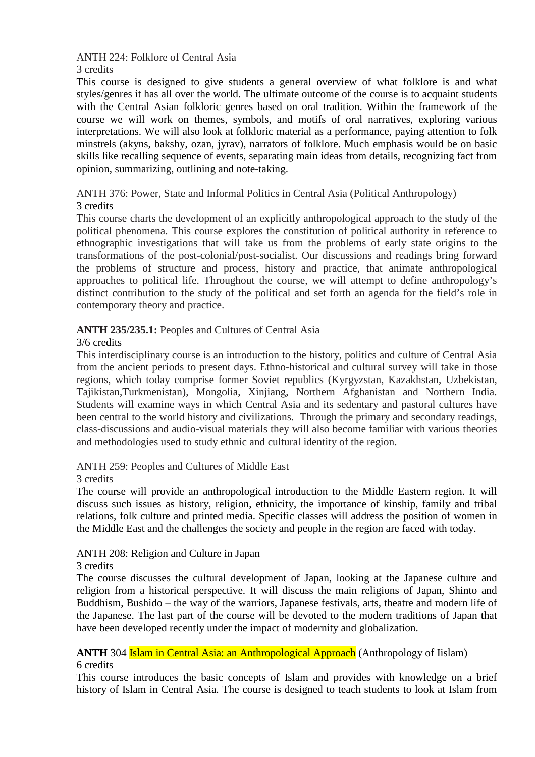ANTH 224: Folklore of Central Asia

3 credits

This course is designed to give students a general overview of what folklore is and what styles/genres it has all over the world. The ultimate outcome of the course is to acquaint students with the Central Asian folkloric genres based on oral tradition. Within the framework of the course we will work on themes, symbols, and motifs of oral narratives, exploring various interpretations. We will also look at folkloric material as a performance, paying attention to folk minstrels (akyns, bakshy, ozan, jyrav), narrators of folklore. Much emphasis would be on basic skills like recalling sequence of events, separating main ideas from details, recognizing fact from opinion, summarizing, outlining and note-taking.

ANTH 376: Power, State and Informal Politics in Central Asia (Political Anthropology)

3 credits

This course charts the development of an explicitly anthropological approach to the study of the political phenomena. This course explores the constitution of political authority in reference to ethnographic investigations that will take us from the problems of early state origins to the transformations of the post-colonial/post-socialist. Our discussions and readings bring forward the problems of structure and process, history and practice, that animate anthropological approaches to political life. Throughout the course, we will attempt to define anthropology's distinct contribution to the study of the political and set forth an agenda for the field's role in contemporary theory and practice.

**ANTH 235/235.1:** Peoples and Cultures of Central Asia

3/6 credits

This interdisciplinary course is an introduction to the history, politics and culture of Central Asia from the ancient periods to present days. Ethno-historical and cultural survey will take in those regions, which today comprise former Soviet republics (Kyrgyzstan, Kazakhstan, Uzbekistan, Tajikistan,Turkmenistan), Mongolia, Xinjiang, Northern Afghanistan and Northern India. Students will examine ways in which Central Asia and its sedentary and pastoral cultures have been central to the world history and civilizations. Through the primary and secondary readings, class-discussions and audio-visual materials they will also become familiar with various theories and methodologies used to study ethnic and cultural identity of the region.

ANTH 259: Peoples and Cultures of Middle East

3 credits

The course will provide an anthropological introduction to the Middle Eastern region. It will discuss such issues as history, religion, ethnicity, the importance of kinship, family and tribal relations, folk culture and printed media. Specific classes will address the position of women in the Middle East and the challenges the society and people in the region are faced with today.

ANTH 208: Religion and Culture in Japan

3 credits

The course discusses the cultural development of Japan, looking at the Japanese culture and religion from a historical perspective. It will discuss the main religions of Japan, Shinto and Buddhism, Bushido – the way of the warriors, Japanese festivals, arts, theatre and modern life of the Japanese. The last part of the course will be devoted to the modern traditions of Japan that have been developed recently under the impact of modernity and globalization.

**ANTH** 304 Islam in Central Asia: an Anthropological Approach (Anthropology of Iislam)

6 credits

This course introduces the basic concepts of Islam and provides with knowledge on a brief history of Islam in Central Asia. The course is designed to teach students to look at Islam from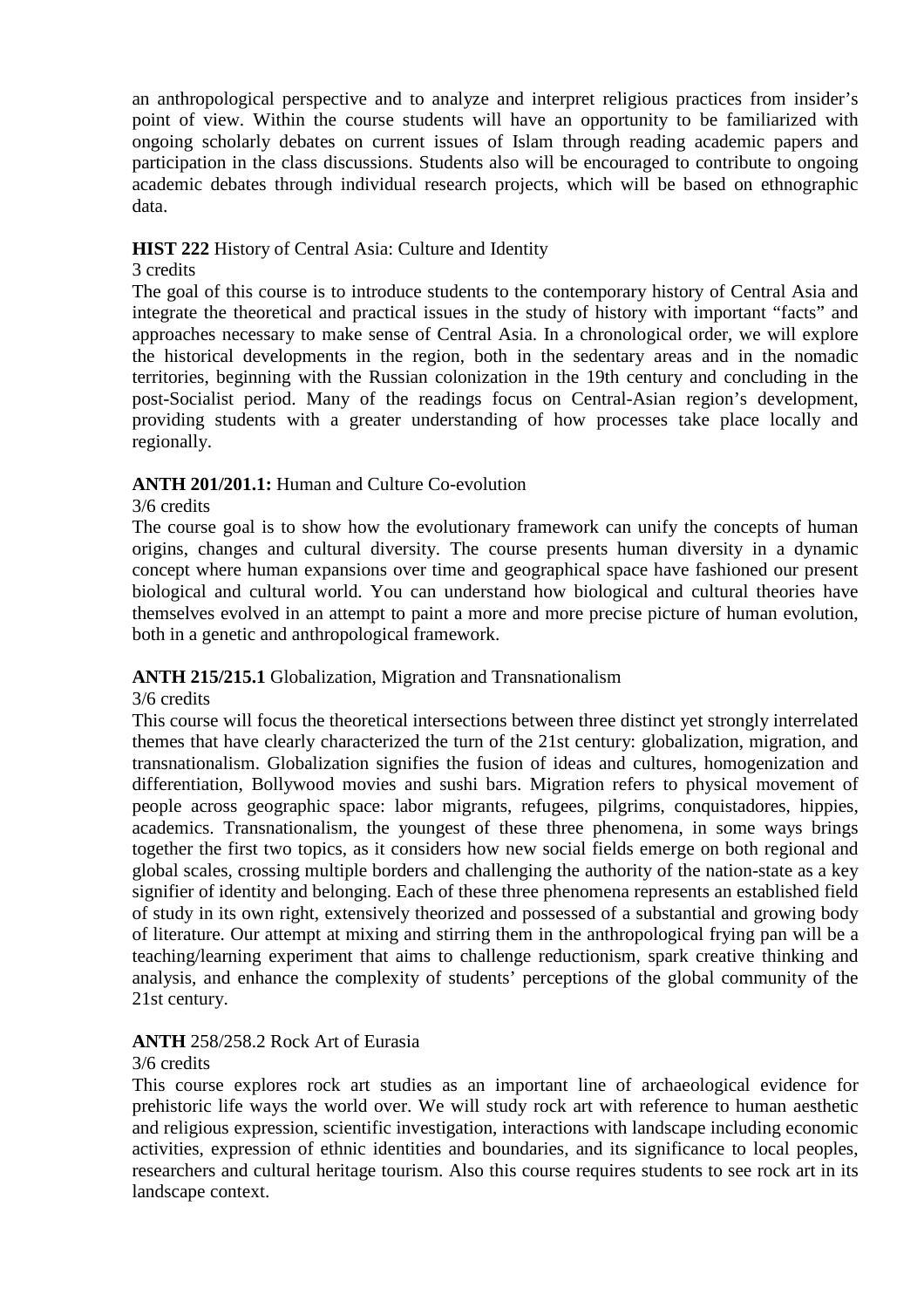an anthropological perspective and to analyze and interpret religious practices from insider's point of view. Within the course students will have an opportunity to be familiarized with ongoing scholarly debates on current issues of Islam through reading academic papers and participation in the class discussions. Students also will be encouraged to contribute to ongoing academic debates through individual research projects, which will be based on ethnographic data.

**HIST 222** History of Central Asia: Culture and Identity

3 credits

The goal of this course is to introduce students to the contemporary history of Central Asia and integrate the theoretical and practical issues in the study of history with important "facts" and approaches necessary to make sense of Central Asia. In a chronological order, we will explore the historical developments in the region, both in the sedentary areas and in the nomadic territories, beginning with the Russian colonization in the 19th century and concluding in the post-Socialist period. Many of the readings focus on Central-Asian region's development, providing students with a greater understanding of how processes take place locally and regionally.

**ANTH 201/201.1:** Human and Culture Co-evolution

3/6 credits

The course goal is to show how the evolutionary framework can unify the concepts of human origins, changes and cultural diversity. The course presents human diversity in a dynamic concept where human expansions over time and geographical space have fashioned our present biological and cultural world. You can understand how biological and cultural theories have themselves evolved in an attempt to paint a more and more precise picture of human evolution, both in a genetic and anthropological framework.

**ANTH 215/215.1** Globalization, Migration and Transnationalism

3/6 credits

This course will focus the theoretical intersections between three distinct yet strongly interrelated themes that have clearly characterized the turn of the 21st century: globalization, migration, and transnationalism. Globalization signifies the fusion of ideas and cultures, homogenization and differentiation, Bollywood movies and sushi bars. Migration refers to physical movement of people across geographic space: labor migrants, refugees, pilgrims, conquistadores, hippies, academics. Transnationalism, the youngest of these three phenomena, in some ways brings together the first two topics, as it considers how new social fields emerge on both regional and global scales, crossing multiple borders and challenging the authority of the nation-state as a key signifier of identity and belonging. Each of these three phenomena represents an established field of study in its own right, extensively theorized and possessed of a substantial and growing body of literature. Our attempt at mixing and stirring them in the anthropological frying pan will be a teaching/learning experiment that aims to challenge reductionism, spark creative thinking and analysis, and enhance the complexity of students' perceptions of the global community of the 21st century.

**ANTH** 258/258.2 Rock Art of Eurasia

3/6 credits

This course explores rock art studies as an important line of archaeological evidence for prehistoric life ways the world over. We will study rock art with reference to human aesthetic and religious expression, scientific investigation, interactions with landscape including economic activities, expression of ethnic identities and boundaries, and its significance to local peoples, researchers and cultural heritage tourism. Also this course requires students to see rock art in its landscape context.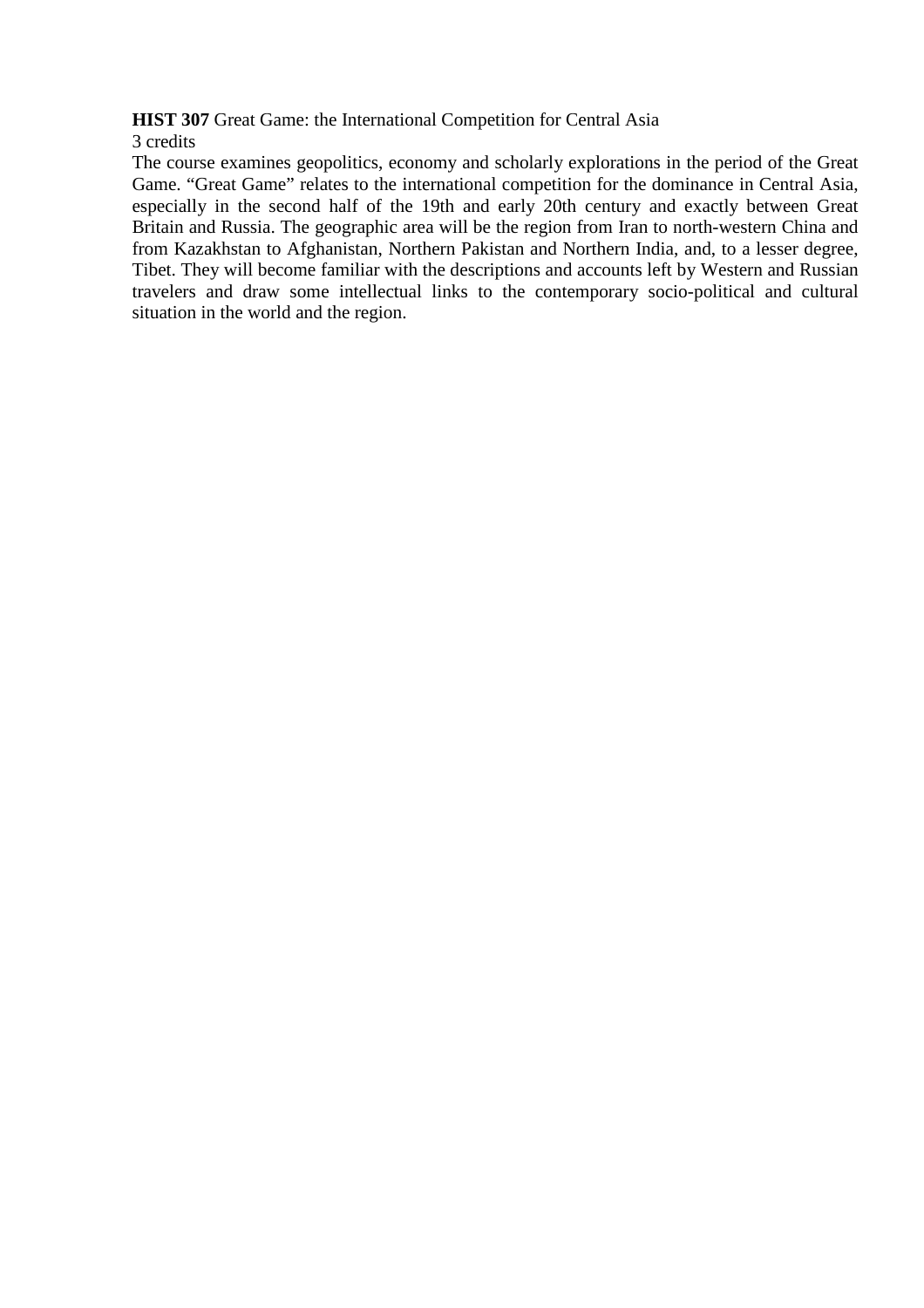**HIST 307** Great Game: the International Competition for Central Asia
3 credits

The course examines geopolitics, economy and scholarly explorations in the period of the Great Game. "Great Game" relates to the international competition for the dominance in Central Asia, especially in the second half of the 19th and early 20th century and exactly between Great Britain and Russia. The geographic area will be the region from Iran to north-western China and from Kazakhstan to Afghanistan, Northern Pakistan and Northern India, and, to a lesser degree, Tibet. They will become familiar with the descriptions and accounts left by Western and Russian travelers and draw some intellectual links to the contemporary socio-political and cultural situation in the world and the region.